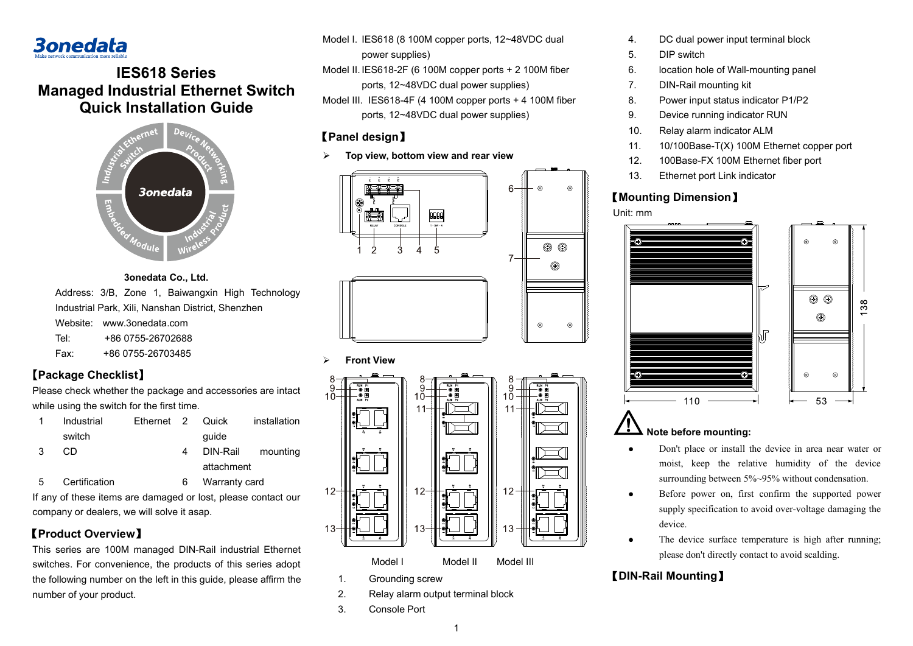# IES618 Series Managed Industrial Ethernet Switch Quick Installation Guide

**3onedata Co., Ltd.**

Address: 3/B, Zone 1, Baiwangxin High Technology Industrial Park, Xili, Nanshan District, Shenzhen

Website: www.3onedata.com

Tel: +86 0755-26702688

Fax: +86 0755-26703485

## 【Package Checklist】

Please check whether the package and accessories are intact while using the switch for the first time.

| | | | |
|---|---|---|---|
| 1 | Industrial Ethernet switch | 2 | Quick installation guide |
| 3 | CD | 4 | DIN-Rail mounting attachment |
| 5 | Certification | 6 | Warranty card |

If any of these items are damaged or lost, please contact our company or dealers, we will solve it asap.

## 【Product Overview】

This series are 100M managed DIN-Rail industrial Ethernet switches. For convenience, the products of this series adopt the following number on the left in this guide, please affirm the number of your product.

Model I. IES618 (8 100M copper ports, 12~48VDC dual power supplies)

Model II. IES618-2F (6 100M copper ports + 2 100M fiber ports, 12~48VDC dual power supplies)

Model III. IES618-4F (4 100M copper ports + 4 100M fiber ports, 12~48VDC dual power supplies)

## 【Panel design】

- **Top view, bottom view and rear view**

- **Front View**

Model I Model II Model III

1. Grounding screw
2. Relay alarm output terminal block
3. Console Port
4. DC dual power input terminal block
5. DIP switch
6. location hole of Wall-mounting panel
7. DIN-Rail mounting kit
8. Power input status indicator P1/P2
9. Device running indicator RUN
10. Relay alarm indicator ALM
11. 10/100Base-T(X) 100M Ethernet copper port
12. 100Base-FX 100M Ethernet fiber port
13. Ethernet port Link indicator

## 【Mounting Dimension】

Unit: mm

110 53 138

**Note before mounting:**

- Don't place or install the device in area near water or moist, keep the relative humidity of the device surrounding between 5%~95% without condensation.
- Before power on, first confirm the supported power supply specification to avoid over-voltage damaging the device.
- The device surface temperature is high after running; please don't directly contact to avoid scalding.

## 【DIN-Rail Mounting】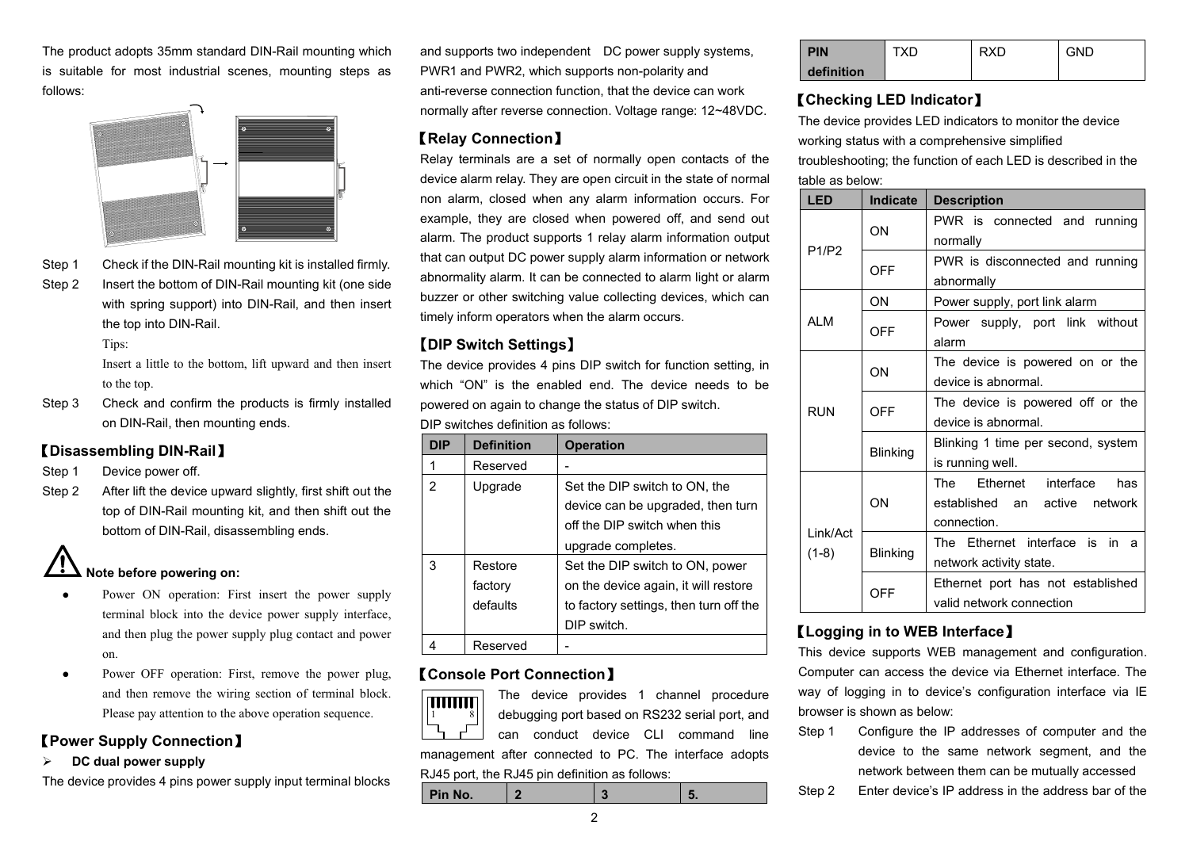The product adopts 35mm standard DIN-Rail mounting which is suitable for most industrial scenes, mounting steps as follows:

Step 1 Check if the DIN-Rail mounting kit is installed firmly.

Step 2 Insert the bottom of DIN-Rail mounting kit (one side with spring support) into DIN-Rail, and then insert the top into DIN-Rail.

Tips:

Insert a little to the bottom, lift upward and then insert to the top.

Step 3 Check and confirm the products is firmly installed on DIN-Rail, then mounting ends.

## 【Disassembling DIN-Rail】

Step 1 Device power off.

Step 2 After lift the device upward slightly, first shift out the top of DIN-Rail mounting kit, and then shift out the bottom of DIN-Rail, disassembling ends.

**Note before powering on:**

- Power ON operation: First insert the power supply terminal block into the device power supply interface, and then plug the power supply plug contact and power on.
- Power OFF operation: First, remove the power plug, and then remove the wiring section of terminal block. Please pay attention to the above operation sequence.

## 【Power Supply Connection】

- **DC dual power supply**

The device provides 4 pins power supply input terminal blocks and supports two independent DC power supply systems, PWR1 and PWR2, which supports non-polarity and anti-reverse connection function, that the device can work normally after reverse connection. Voltage range: 12~48VDC.

## 【Relay Connection】

Relay terminals are a set of normally open contacts of the device alarm relay. They are open circuit in the state of normal non alarm, closed when any alarm information occurs. For example, they are closed when powered off, and send out alarm. The product supports 1 relay alarm information output that can output DC power supply alarm information or network abnormality alarm. It can be connected to alarm light or alarm buzzer or other switching value collecting devices, which can timely inform operators when the alarm occurs.

## 【DIP Switch Settings】

The device provides 4 pins DIP switch for function setting, in which “ON” is the enabled end. The device needs to be powered on again to change the status of DIP switch.

DIP switches definition as follows:

| DIP | Definition | Operation |
|---|---|---|
| 1 | Reserved | - |
| 2 | Upgrade | Set the DIP switch to ON, the device can be upgraded, then turn off the DIP switch when this upgrade completes. |
| 3 | Restore factory defaults | Set the DIP switch to ON, power on the device again, it will restore to factory settings, then turn off the DIP switch. |
| 4 | Reserved | - |

## 【Console Port Connection】

The device provides 1 channel procedure debugging port based on RS232 serial port, and can conduct device CLI command line management after connected to PC. The interface adopts RJ45 port, the RJ45 pin definition as follows:

| Pin No. | 2 | 3 | 5. |
|---|---|---|---|
| PIN definition | TXD | RXD | GND |

## 【Checking LED Indicator】

The device provides LED indicators to monitor the device working status with a comprehensive simplified troubleshooting; the function of each LED is described in the table as below:

| LED | Indicate | Description |
|---|---|---|
| P1/P2 | ON | PWR is connected and running normally |
| | OFF | PWR is disconnected and running abnormally |
| ALM | ON | Power supply, port link alarm |
| | OFF | Power supply, port link without alarm |
| RUN | ON | The device is powered on or the device is abnormal. |
| | OFF | The device is powered off or the device is abnormal. |
| | Blinking | Blinking 1 time per second, system is running well. |
| Link/Act (1-8) | ON | The Ethernet interface has established an active network connection. |
| | Blinking | The Ethernet interface is in a network activity state. |
| | OFF | Ethernet port has not established valid network connection |

## 【Logging in to WEB Interface】

This device supports WEB management and configuration. Computer can access the device via Ethernet interface. The way of logging in to device's configuration interface via IE browser is shown as below:

Step 1 Configure the IP addresses of computer and the device to the same network segment, and the network between them can be mutually accessed

Step 2 Enter device's IP address in the address bar of the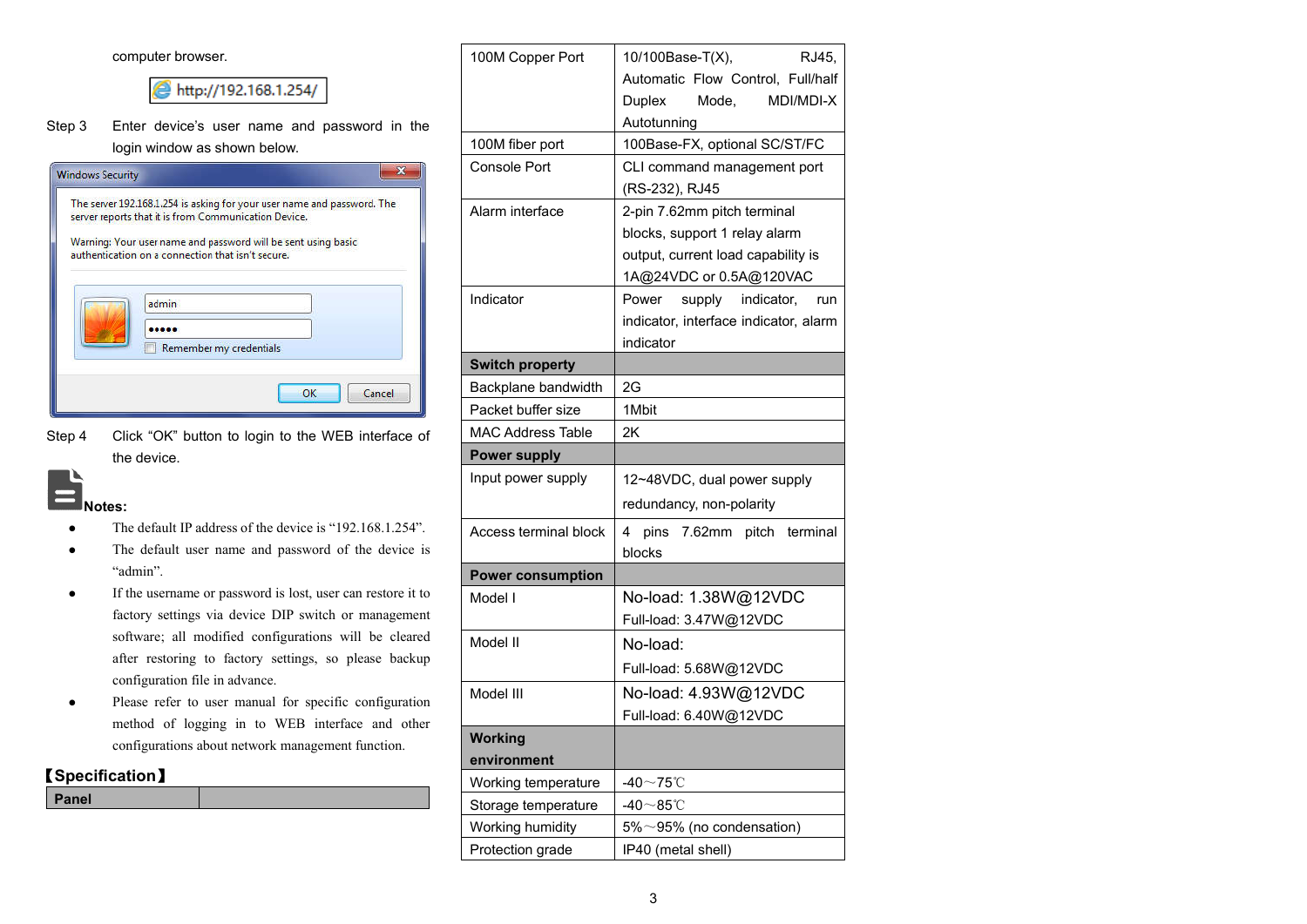computer browser.

http://192.168.1.254/

Step 3 Enter device's user name and password in the login window as shown below.

Windows Security

The server 192.168.1.254 is asking for your user name and password. The server reports that it is from Communication Device.

Warning: Your user name and password will be sent using basic authentication on a connection that isn't secure.

admin

•••••

Remember my credentials

OK Cancel

Step 4 Click "OK" button to login to the WEB interface of the device.

**Notes:**

- The default IP address of the device is "192.168.1.254".
- The default user name and password of the device is "admin".
- If the username or password is lost, user can restore it to factory settings via device DIP switch or management software; all modified configurations will be cleared after restoring to factory settings, so please backup configuration file in advance.
- Please refer to user manual for specific configuration method of logging in to WEB interface and other configurations about network management function.

## 【Specification】

| | |
|---|---|
| **Panel** | |
| 100M Copper Port | 10/100Base-T(X), RJ45, Automatic Flow Control, Full/half Duplex Mode, MDI/MDI-X Autotunning |
| 100M fiber port | 100Base-FX, optional SC/ST/FC |
| Console Port | CLI command management port (RS-232), RJ45 |
| Alarm interface | 2-pin 7.62mm pitch terminal blocks, support 1 relay alarm output, current load capability is 1A@24VDC or 0.5A@120VAC |
| Indicator | Power supply indicator, run indicator, interface indicator, alarm indicator |
| **Switch property** | |
| Backplane bandwidth | 2G |
| Packet buffer size | 1Mbit |
| MAC Address Table | 2K |
| **Power supply** | |
| Input power supply | 12~48VDC, dual power supply redundancy, non-polarity |
| Access terminal block | 4 pins 7.62mm pitch terminal blocks |
| **Power consumption** | |
| Model I | No-load: 1.38W@12VDC<br>Full-load: 3.47W@12VDC |
| Model II | No-load:<br>Full-load: 5.68W@12VDC |
| Model III | No-load: 4.93W@12VDC<br>Full-load: 6.40W@12VDC |
| **Working environment** | |
| Working temperature | -40～75℃ |
| Storage temperature | -40～85℃ |
| Working humidity | 5%～95% (no condensation) |
| Protection grade | IP40 (metal shell) |